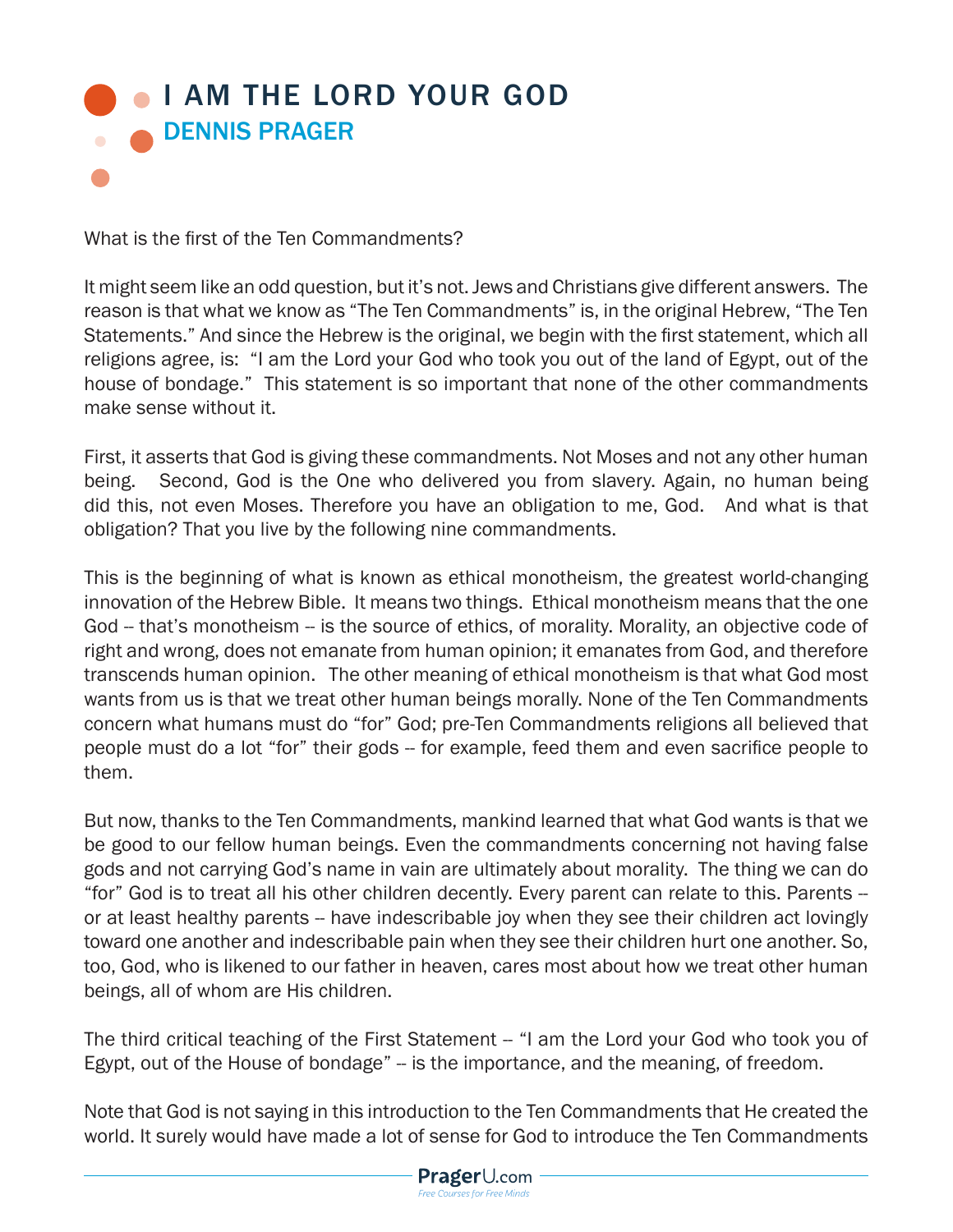# I AM THE LORD YOUR GOD

## DENNIS PRAGER

What is the first of the Ten Commandments?

It might seem like an odd question, but it's not. Jews and Christians give different answers. The reason is that what we know as "The Ten Commandments" is, in the original Hebrew, "The Ten Statements." And since the Hebrew is the original, we begin with the first statement, which all religions agree, is: "I am the Lord your God who took you out of the land of Egypt, out of the house of bondage." This statement is so important that none of the other commandments make sense without it.

First, it asserts that God is giving these commandments. Not Moses and not any other human being. Second, God is the One who delivered you from slavery. Again, no human being did this, not even Moses. Therefore you have an obligation to me, God. And what is that obligation? That you live by the following nine commandments.

This is the beginning of what is known as ethical monotheism, the greatest world-changing innovation of the Hebrew Bible. It means two things. Ethical monotheism means that the one God -- that's monotheism -- is the source of ethics, of morality. Morality, an objective code of right and wrong, does not emanate from human opinion; it emanates from God, and therefore transcends human opinion. The other meaning of ethical monotheism is that what God most wants from us is that we treat other human beings morally. None of the Ten Commandments concern what humans must do "for" God; pre-Ten Commandments religions all believed that people must do a lot "for" their gods -- for example, feed them and even sacrifice people to them.

But now, thanks to the Ten Commandments, mankind learned that what God wants is that we be good to our fellow human beings. Even the commandments concerning not having false gods and not carrying God's name in vain are ultimately about morality. The thing we can do "for" God is to treat all his other children decently. Every parent can relate to this. Parents -- or at least healthy parents -- have indescribable joy when they see their children act lovingly toward one another and indescribable pain when they see their children hurt one another. So, too, God, who is likened to our father in heaven, cares most about how we treat other human beings, all of whom are His children.

The third critical teaching of the First Statement -- "I am the Lord your God who took you of Egypt, out of the House of bondage" -- is the importance, and the meaning, of freedom.

Note that God is not saying in this introduction to the Ten Commandments that He created the world. It surely would have made a lot of sense for God to introduce the Ten Commandments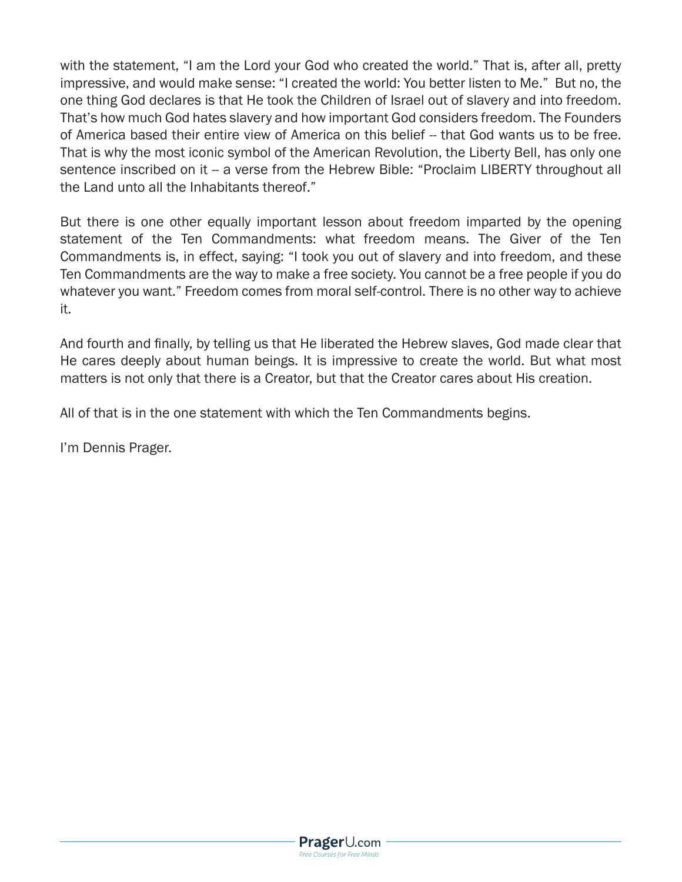with the statement, "I am the Lord your God who created the world." That is, after all, pretty impressive, and would make sense: "I created the world: You better listen to Me." But no, the one thing God declares is that He took the Children of Israel out of slavery and into freedom. That's how much God hates slavery and how important God considers freedom. The Founders of America based their entire view of America on this belief -- that God wants us to be free. That is why the most iconic symbol of the American Revolution, the Liberty Bell, has only one sentence inscribed on it -- a verse from the Hebrew Bible: "Proclaim LIBERTY throughout all the Land unto all the Inhabitants thereof."

But there is one other equally important lesson about freedom imparted by the opening statement of the Ten Commandments: what freedom means. The Giver of the Ten Commandments is, in effect, saying: "I took you out of slavery and into freedom, and these Ten Commandments are the way to make a free society. You cannot be a free people if you do whatever you want." Freedom comes from moral self-control. There is no other way to achieve it.

And fourth and finally, by telling us that He liberated the Hebrew slaves, God made clear that He cares deeply about human beings. It is impressive to create the world. But what most matters is not only that there is a Creator, but that the Creator cares about His creation.

All of that is in the one statement with which the Ten Commandments begins.

I'm Dennis Prager.